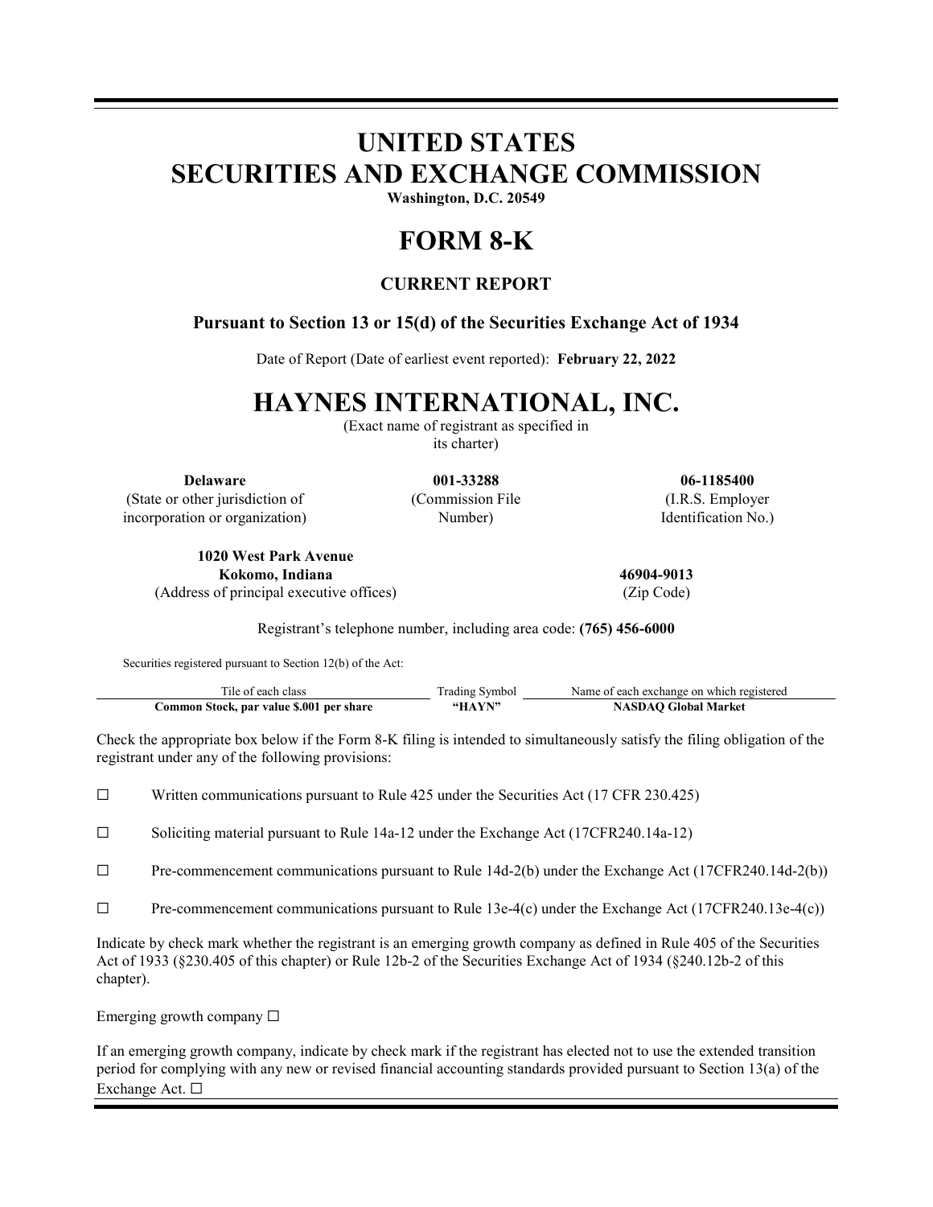# UNITED STATES
# SECURITIES AND EXCHANGE COMMISSION

**Washington, D.C. 20549**

# FORM 8-K

## CURRENT REPORT

**Pursuant to Section 13 or 15(d) of the Securities Exchange Act of 1934**

Date of Report (Date of earliest event reported): **February 22, 2022**

# HAYNES INTERNATIONAL, INC.

(Exact name of registrant as specified in its charter)

| **Delaware** | **001-33288** | **06-1185400** |
|---|---|---|
| (State or other jurisdiction of incorporation or organization) | (Commission File Number) | (I.R.S. Employer Identification No.) |

| **1020 West Park Avenue Kokomo, Indiana** | **46904-9013** |
|---|---|
| (Address of principal executive offices) | (Zip Code) |

Registrant's telephone number, including area code: **(765) 456-6000**

Securities registered pursuant to Section 12(b) of the Act:

| Tile of each class | Trading Symbol | Name of each exchange on which registered |
|---|---|---|
| **Common Stock, par value $.001 per share** | **"HAYN"** | **NASDAQ Global Market** |

Check the appropriate box below if the Form 8-K filing is intended to simultaneously satisfy the filing obligation of the registrant under any of the following provisions:

☐ Written communications pursuant to Rule 425 under the Securities Act (17 CFR 230.425)

☐ Soliciting material pursuant to Rule 14a-12 under the Exchange Act (17CFR240.14a-12)

☐ Pre-commencement communications pursuant to Rule 14d-2(b) under the Exchange Act (17CFR240.14d-2(b))

☐ Pre-commencement communications pursuant to Rule 13e-4(c) under the Exchange Act (17CFR240.13e-4(c))

Indicate by check mark whether the registrant is an emerging growth company as defined in Rule 405 of the Securities Act of 1933 (§230.405 of this chapter) or Rule 12b-2 of the Securities Exchange Act of 1934 (§240.12b-2 of this chapter).

Emerging growth company ☐

If an emerging growth company, indicate by check mark if the registrant has elected not to use the extended transition period for complying with any new or revised financial accounting standards provided pursuant to Section 13(a) of the Exchange Act. ☐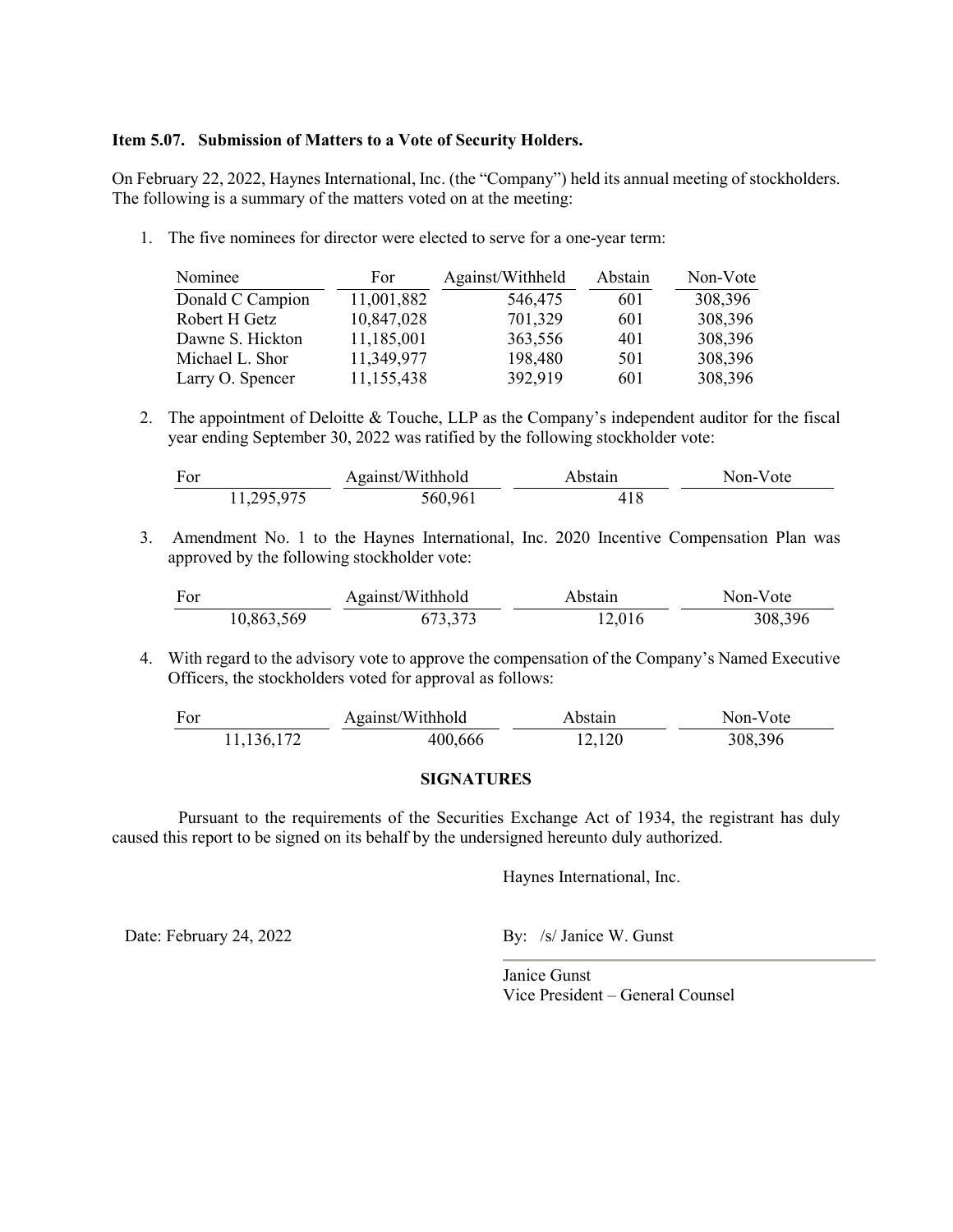**Item 5.07. Submission of Matters to a Vote of Security Holders.**

On February 22, 2022, Haynes International, Inc. (the "Company") held its annual meeting of stockholders. The following is a summary of the matters voted on at the meeting:

1. The five nominees for director were elected to serve for a one-year term:

| Nominee | For | Against/Withheld | Abstain | Non-Vote |
|---|---|---|---|---|
| Donald C Campion | 11,001,882 | 546,475 | 601 | 308,396 |
| Robert H Getz | 10,847,028 | 701,329 | 601 | 308,396 |
| Dawne S. Hickton | 11,185,001 | 363,556 | 401 | 308,396 |
| Michael L. Shor | 11,349,977 | 198,480 | 501 | 308,396 |
| Larry O. Spencer | 11,155,438 | 392,919 | 601 | 308,396 |

2. The appointment of Deloitte & Touche, LLP as the Company's independent auditor for the fiscal year ending September 30, 2022 was ratified by the following stockholder vote:

| For | Against/Withhold | Abstain | Non-Vote |
|---|---|---|---|
| 11,295,975 | 560,961 | 418 | |

3. Amendment No. 1 to the Haynes International, Inc. 2020 Incentive Compensation Plan was approved by the following stockholder vote:

| For | Against/Withhold | Abstain | Non-Vote |
|---|---|---|---|
| 10,863,569 | 673,373 | 12,016 | 308,396 |

4. With regard to the advisory vote to approve the compensation of the Company's Named Executive Officers, the stockholders voted for approval as follows:

| For | Against/Withhold | Abstain | Non-Vote |
|---|---|---|---|
| 11,136,172 | 400,666 | 12,120 | 308,396 |

**SIGNATURES**

Pursuant to the requirements of the Securities Exchange Act of 1934, the registrant has duly caused this report to be signed on its behalf by the undersigned hereunto duly authorized.

Haynes International, Inc.

Date: February 24, 2022

By: /s/ Janice W. Gunst

Janice Gunst
Vice President – General Counsel